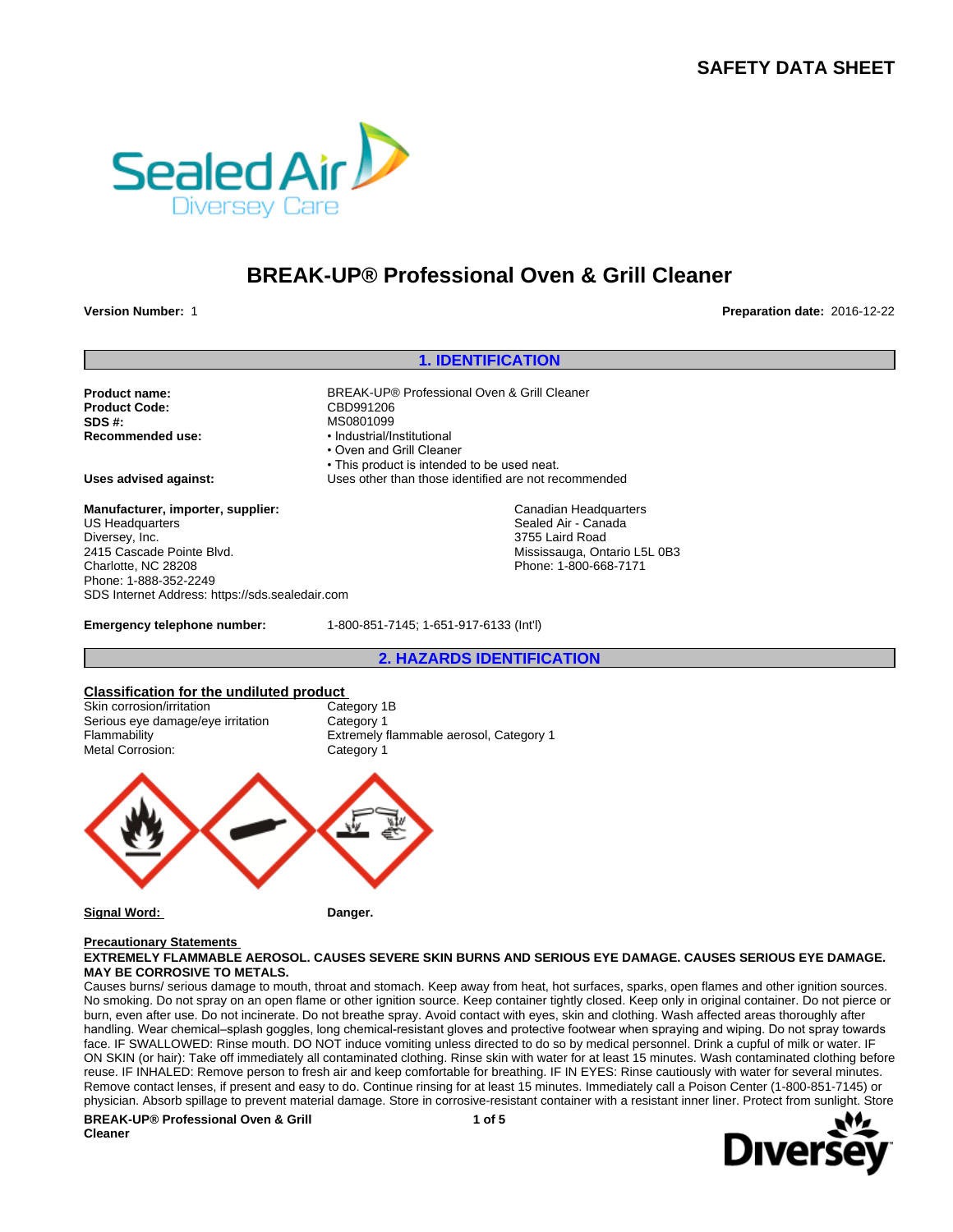# SAFETY DATA SHEET

# BREAK-UP® Professional Oven & Grill Cleaner

**Version Number:** 1

**Preparation date:** 2016-12-22

## 1. IDENTIFICATION

**Product name:** BREAK-UP® Professional Oven & Grill Cleaner
**Product Code:** CBD991206
**SDS #:** MS0801099
**Recommended use:**
- Industrial/Institutional
- Oven and Grill Cleaner
- This product is intended to be used neat.

**Uses advised against:** Uses other than those identified are not recommended

**Manufacturer, importer, supplier:**
US Headquarters
Diversey, Inc.
2415 Cascade Pointe Blvd.
Charlotte, NC 28208
Phone: 1-888-352-2249
SDS Internet Address: https://sds.sealedair.com

Canadian Headquarters
Sealed Air - Canada
3755 Laird Road
Mississauga, Ontario L5L 0B3
Phone: 1-800-668-7171

**Emergency telephone number:** 1-800-851-7145; 1-651-917-6133 (Int'l)

## 2. HAZARDS IDENTIFICATION

**Classification for the undiluted product**

| | |
|---|---|
| Skin corrosion/irritation | Category 1B |
| Serious eye damage/eye irritation | Category 1 |
| Flammability | Extremely flammable aerosol, Category 1 |
| Metal Corrosion: | Category 1 |

**Signal Word:** **Danger.**

**Precautionary Statements**

**EXTREMELY FLAMMABLE AEROSOL. CAUSES SEVERE SKIN BURNS AND SERIOUS EYE DAMAGE. CAUSES SERIOUS EYE DAMAGE. MAY BE CORROSIVE TO METALS.**

Causes burns/ serious damage to mouth, throat and stomach. Keep away from heat, hot surfaces, sparks, open flames and other ignition sources. No smoking. Do not spray on an open flame or other ignition source. Keep container tightly closed. Keep only in original container. Do not pierce or burn, even after use. Do not incinerate. Do not breathe spray. Avoid contact with eyes, skin and clothing. Wash affected areas thoroughly after handling. Wear chemical–splash goggles, long chemical-resistant gloves and protective footwear when spraying and wiping. Do not spray towards face. IF SWALLOWED: Rinse mouth. DO NOT induce vomiting unless directed to do so by medical personnel. Drink a cupful of milk or water. IF ON SKIN (or hair): Take off immediately all contaminated clothing. Rinse skin with water for at least 15 minutes. Wash contaminated clothing before reuse. IF INHALED: Remove person to fresh air and keep comfortable for breathing. IF IN EYES: Rinse cautiously with water for several minutes. Remove contact lenses, if present and easy to do. Continue rinsing for at least 15 minutes. Immediately call a Poison Center (1-800-851-7145) or physician. Absorb spillage to prevent material damage. Store in corrosive-resistant container with a resistant inner liner. Protect from sunlight. Store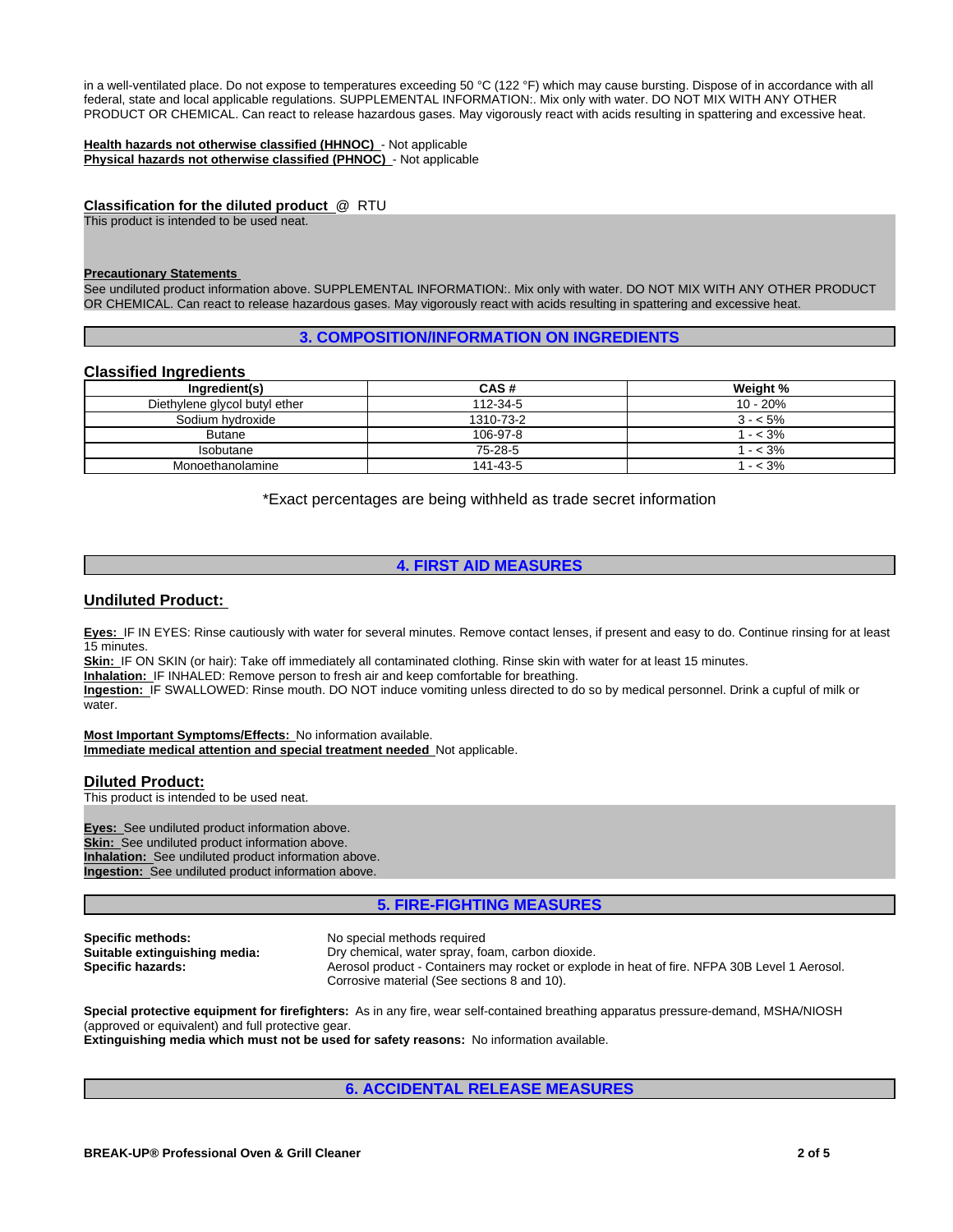in a well-ventilated place. Do not expose to temperatures exceeding 50 °C (122 °F) which may cause bursting. Dispose of in accordance with all federal, state and local applicable regulations. SUPPLEMENTAL INFORMATION:. Mix only with water. DO NOT MIX WITH ANY OTHER PRODUCT OR CHEMICAL. Can react to release hazardous gases. May vigorously react with acids resulting in spattering and excessive heat.

**Health hazards not otherwise classified (HHNOC)** - Not applicable
**Physical hazards not otherwise classified (PHNOC)** - Not applicable

**Classification for the diluted product** @ RTU
This product is intended to be used neat.

**Precautionary Statements**
See undiluted product information above. SUPPLEMENTAL INFORMATION:. Mix only with water. DO NOT MIX WITH ANY OTHER PRODUCT OR CHEMICAL. Can react to release hazardous gases. May vigorously react with acids resulting in spattering and excessive heat.

## 3. COMPOSITION/INFORMATION ON INGREDIENTS

### Classified Ingredients

| Ingredient(s) | CAS # | Weight % |
|---|---|---|
| Diethylene glycol butyl ether | 112-34-5 | 10 - 20% |
| Sodium hydroxide | 1310-73-2 | 3 - < 5% |
| Butane | 106-97-8 | 1 - < 3% |
| Isobutane | 75-28-5 | 1 - < 3% |
| Monoethanolamine | 141-43-5 | 1 - < 3% |

*Exact percentages are being withheld as trade secret information

## 4. FIRST AID MEASURES

### Undiluted Product:

**Eyes:** IF IN EYES: Rinse cautiously with water for several minutes. Remove contact lenses, if present and easy to do. Continue rinsing for at least 15 minutes.
**Skin:** IF ON SKIN (or hair): Take off immediately all contaminated clothing. Rinse skin with water for at least 15 minutes.
**Inhalation:** IF INHALED: Remove person to fresh air and keep comfortable for breathing.
**Ingestion:** IF SWALLOWED: Rinse mouth. DO NOT induce vomiting unless directed to do so by medical personnel. Drink a cupful of milk or water.

**Most Important Symptoms/Effects:** No information available.
**Immediate medical attention and special treatment needed** Not applicable.

### Diluted Product:

This product is intended to be used neat.

**Eyes:** See undiluted product information above.
**Skin:** See undiluted product information above.
**Inhalation:** See undiluted product information above.
**Ingestion:** See undiluted product information above.

## 5. FIRE-FIGHTING MEASURES

**Specific methods:** No special methods required
**Suitable extinguishing media:** Dry chemical, water spray, foam, carbon dioxide.
**Specific hazards:** Aerosol product - Containers may rocket or explode in heat of fire. NFPA 30B Level 1 Aerosol. Corrosive material (See sections 8 and 10).

**Special protective equipment for firefighters:** As in any fire, wear self-contained breathing apparatus pressure-demand, MSHA/NIOSH (approved or equivalent) and full protective gear.
**Extinguishing media which must not be used for safety reasons:** No information available.

## 6. ACCIDENTAL RELEASE MEASURES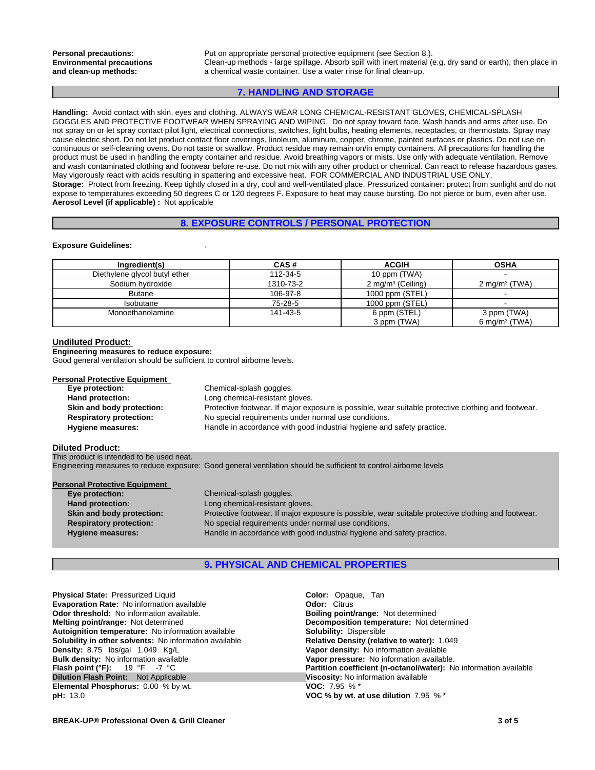**Personal precautions:** Put on appropriate personal protective equipment (see Section 8.).

**Environmental precautions and clean-up methods:** Clean-up methods - large spillage. Absorb spill with inert material (e.g. dry sand or earth), then place in a chemical waste container. Use a water rinse for final clean-up.

## 7. HANDLING AND STORAGE

**Handling:** Avoid contact with skin, eyes and clothing. ALWAYS WEAR LONG CHEMICAL-RESISTANT GLOVES, CHEMICAL-SPLASH GOGGLES AND PROTECTIVE FOOTWEAR WHEN SPRAYING AND WIPING. Do not spray toward face. Wash hands and arms after use. Do not spray on or let spray contact pilot light, electrical connections, switches, light bulbs, heating elements, receptacles, or thermostats. Spray may cause electric short. Do not let product contact floor coverings, linoleum, aluminum, copper, chrome, painted surfaces or plastics. Do not use on continuous or self-cleaning ovens. Do not taste or swallow. Product residue may remain on/in empty containers. All precautions for handling the product must be used in handling the empty container and residue. Avoid breathing vapors or mists. Use only with adequate ventilation. Remove and wash contaminated clothing and footwear before re-use. Do not mix with any other product or chemical. Can react to release hazardous gases. May vigorously react with acids resulting in spattering and excessive heat. FOR COMMERCIAL AND INDUSTRIAL USE ONLY.

**Storage:** Protect from freezing. Keep tightly closed in a dry, cool and well-ventilated place. Pressurized container: protect from sunlight and do not expose to temperatures exceeding 50 degrees C or 120 degrees F. Exposure to heat may cause bursting. Do not pierce or burn, even after use.

**Aerosol Level (if applicable) :** Not applicable

## 8. EXPOSURE CONTROLS / PERSONAL PROTECTION

**Exposure Guidelines:** .

| Ingredient(s) | CAS # | ACGIH | OSHA |
|---|---|---|---|
| Diethylene glycol butyl ether | 112-34-5 | 10 ppm (TWA) | - |
| Sodium hydroxide | 1310-73-2 | 2 mg/m³ (Ceiling) | 2 mg/m³ (TWA) |
| Butane | 106-97-8 | 1000 ppm (STEL) | - |
| Isobutane | 75-28-5 | 1000 ppm (STEL) | - |
| Monoethanolamine | 141-43-5 | 6 ppm (STEL)<br>3 ppm (TWA) | 3 ppm (TWA)<br>6 mg/m³ (TWA) |

### Undiluted Product:

**Engineering measures to reduce exposure:**
Good general ventilation should be sufficient to control airborne levels.

**Personal Protective Equipment**

- **Eye protection:** Chemical-splash goggles.
- **Hand protection:** Long chemical-resistant gloves.
- **Skin and body protection:** Protective footwear. If major exposure is possible, wear suitable protective clothing and footwear.
- **Respiratory protection:** No special requirements under normal use conditions.
- **Hygiene measures:** Handle in accordance with good industrial hygiene and safety practice.

### Diluted Product:

This product is intended to be used neat.
Engineering measures to reduce exposure: Good general ventilation should be sufficient to control airborne levels

**Personal Protective Equipment**

- **Eye protection:** Chemical-splash goggles.
- **Hand protection:** Long chemical-resistant gloves.
- **Skin and body protection:** Protective footwear. If major exposure is possible, wear suitable protective clothing and footwear.
- **Respiratory protection:** No special requirements under normal use conditions.
- **Hygiene measures:** Handle in accordance with good industrial hygiene and safety practice.

## 9. PHYSICAL AND CHEMICAL PROPERTIES

**Physical State:** Pressurized Liquid
**Evaporation Rate:** No information available
**Odor threshold:** No information available.
**Melting point/range:** Not determined
**Autoignition temperature:** No information available
**Solubility in other solvents:** No information available
**Density:** 8.75 lbs/gal 1.049 Kg/L
**Bulk density:** No information available
**Flash point (°F):** 19 °F -7 °C
**Dilution Flash Point:** Not Applicable
**Elemental Phosphorus:** 0.00 % by wt.
**pH:** 13.0

**Color:** Opaque, Tan
**Odor:** Citrus
**Boiling point/range:** Not determined
**Decomposition temperature:** Not determined
**Solubility:** Dispersible
**Relative Density (relative to water):** 1.049
**Vapor density:** No information available
**Vapor pressure:** No information available.
**Partition coefficient (n-octanol/water):** No information available
**Viscosity:** No information available
**VOC:** 7.95 % *
**VOC % by wt. at use dilution** 7.95 % *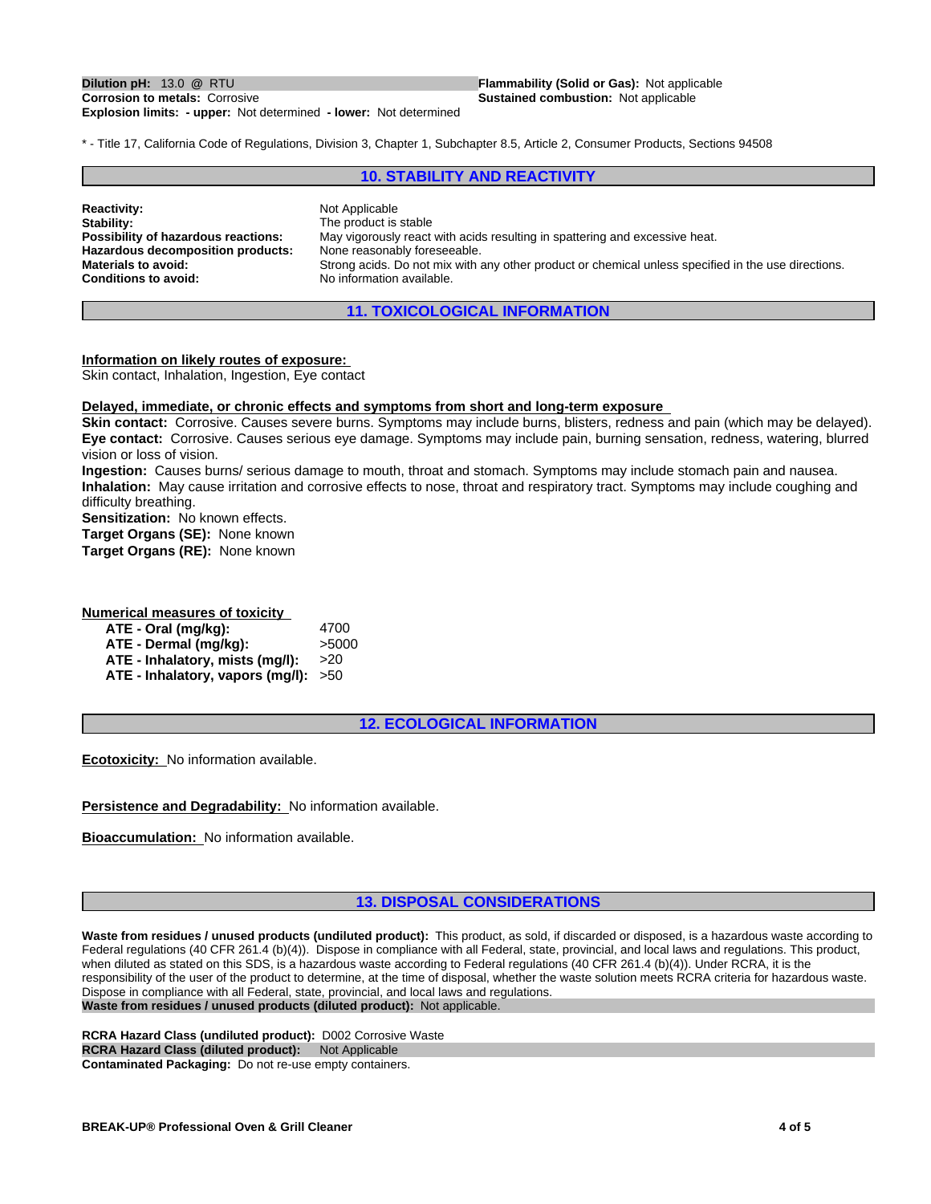**Dilution pH:** 13.0 @ RTU
**Corrosion to metals:** Corrosive
**Explosion limits: - upper:** Not determined **- lower:** Not determined

**Flammability (Solid or Gas):** Not applicable
**Sustained combustion:** Not applicable

* - Title 17, California Code of Regulations, Division 3, Chapter 1, Subchapter 8.5, Article 2, Consumer Products, Sections 94508

## 10. STABILITY AND REACTIVITY

**Reactivity:** Not Applicable
**Stability:** The product is stable
**Possibility of hazardous reactions:** May vigorously react with acids resulting in spattering and excessive heat.
**Hazardous decomposition products:** None reasonably foreseeable.
**Materials to avoid:** Strong acids. Do not mix with any other product or chemical unless specified in the use directions.
**Conditions to avoid:** No information available.

## 11. TOXICOLOGICAL INFORMATION

**Information on likely routes of exposure:**
Skin contact, Inhalation, Ingestion, Eye contact

**Delayed, immediate, or chronic effects and symptoms from short and long-term exposure**
**Skin contact:** Corrosive. Causes severe burns. Symptoms may include burns, blisters, redness and pain (which may be delayed).
**Eye contact:** Corrosive. Causes serious eye damage. Symptoms may include pain, burning sensation, redness, watering, blurred vision or loss of vision.
**Ingestion:** Causes burns/ serious damage to mouth, throat and stomach. Symptoms may include stomach pain and nausea.
**Inhalation:** May cause irritation and corrosive effects to nose, throat and respiratory tract. Symptoms may include coughing and difficulty breathing.
**Sensitization:** No known effects.
**Target Organs (SE):** None known
**Target Organs (RE):** None known

**Numerical measures of toxicity**

| | |
|---|---|
| **ATE - Oral (mg/kg):** | 4700 |
| **ATE - Dermal (mg/kg):** | >5000 |
| **ATE - Inhalatory, mists (mg/l):** | >20 |
| **ATE - Inhalatory, vapors (mg/l):** | >50 |

## 12. ECOLOGICAL INFORMATION

**Ecotoxicity:** No information available.

**Persistence and Degradability:** No information available.

**Bioaccumulation:** No information available.

## 13. DISPOSAL CONSIDERATIONS

**Waste from residues / unused products (undiluted product):** This product, as sold, if discarded or disposed, is a hazardous waste according to Federal regulations (40 CFR 261.4 (b)(4)). Dispose in compliance with all Federal, state, provincial, and local laws and regulations. This product, when diluted as stated on this SDS, is a hazardous waste according to Federal regulations (40 CFR 261.4 (b)(4)). Under RCRA, it is the responsibility of the user of the product to determine, at the time of disposal, whether the waste solution meets RCRA criteria for hazardous waste. Dispose in compliance with all Federal, state, provincial, and local laws and regulations.
**Waste from residues / unused products (diluted product):** Not applicable.

**RCRA Hazard Class (undiluted product):** D002 Corrosive Waste
**RCRA Hazard Class (diluted product):** Not Applicable
**Contaminated Packaging:** Do not re-use empty containers.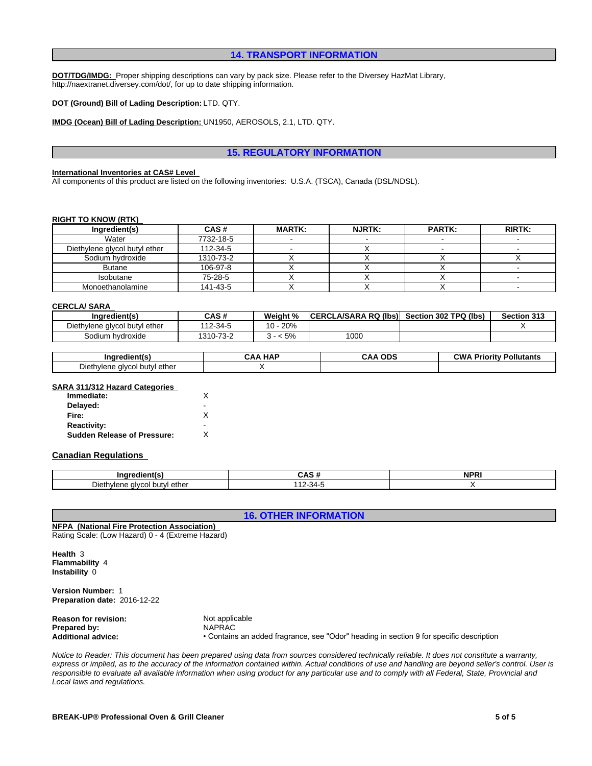## 14. TRANSPORT INFORMATION

**DOT/TDG/IMDG:** Proper shipping descriptions can vary by pack size. Please refer to the Diversey HazMat Library, http://naextranet.diversey.com/dot/, for up to date shipping information.

**DOT (Ground) Bill of Lading Description:** LTD. QTY.

**IMDG (Ocean) Bill of Lading Description:** UN1950, AEROSOLS, 2.1, LTD. QTY.

## 15. REGULATORY INFORMATION

**International Inventories at CAS# Level**

All components of this product are listed on the following inventories: U.S.A. (TSCA), Canada (DSL/NDSL).

**RIGHT TO KNOW (RTK)**

| Ingredient(s) | CAS # | MARTK: | NJRTK: | PARTK: | RIRTK: |
|---|---|---|---|---|---|
| Water | 7732-18-5 | - | - | - | - |
| Diethylene glycol butyl ether | 112-34-5 | - | X | - | - |
| Sodium hydroxide | 1310-73-2 | X | X | X | X |
| Butane | 106-97-8 | X | X | X | - |
| Isobutane | 75-28-5 | X | X | X | - |
| Monoethanolamine | 141-43-5 | X | X | X | - |

**CERCLA/ SARA**

| Ingredient(s) | CAS # | Weight % | CERCLA/SARA RQ (lbs) | Section 302 TPQ (lbs) | Section 313 |
|---|---|---|---|---|---|
| Diethylene glycol butyl ether | 112-34-5 | 10 - 20% | | | X |
| Sodium hydroxide | 1310-73-2 | 3 - < 5% | 1000 | | |

| Ingredient(s) | CAA HAP | CAA ODS | CWA Priority Pollutants |
|---|---|---|---|
| Diethylene glycol butyl ether | X | | |

**SARA 311/312 Hazard Categories**

| | |
|---|---|
| **Immediate:** | X |
| **Delayed:** | - |
| **Fire:** | X |
| **Reactivity:** | - |
| **Sudden Release of Pressure:** | X |

**Canadian Regulations**

| Ingredient(s) | CAS # | NPRI |
|---|---|---|
| Diethylene glycol butyl ether | 112-34-5 | X |

## 16. OTHER INFORMATION

**NFPA (National Fire Protection Association)**

Rating Scale: (Low Hazard) 0 - 4 (Extreme Hazard)

**Health** 3
**Flammability** 4
**Instability** 0

**Version Number:** 1
**Preparation date:** 2016-12-22

**Reason for revision:** Not applicable
**Prepared by:** NAPRAC
**Additional advice:** • Contains an added fragrance, see "Odor" heading in section 9 for specific description

*Notice to Reader: This document has been prepared using data from sources considered technically reliable. It does not constitute a warranty, express or implied, as to the accuracy of the information contained within. Actual conditions of use and handling are beyond seller's control. User is responsible to evaluate all available information when using product for any particular use and to comply with all Federal, State, Provincial and Local laws and regulations.*